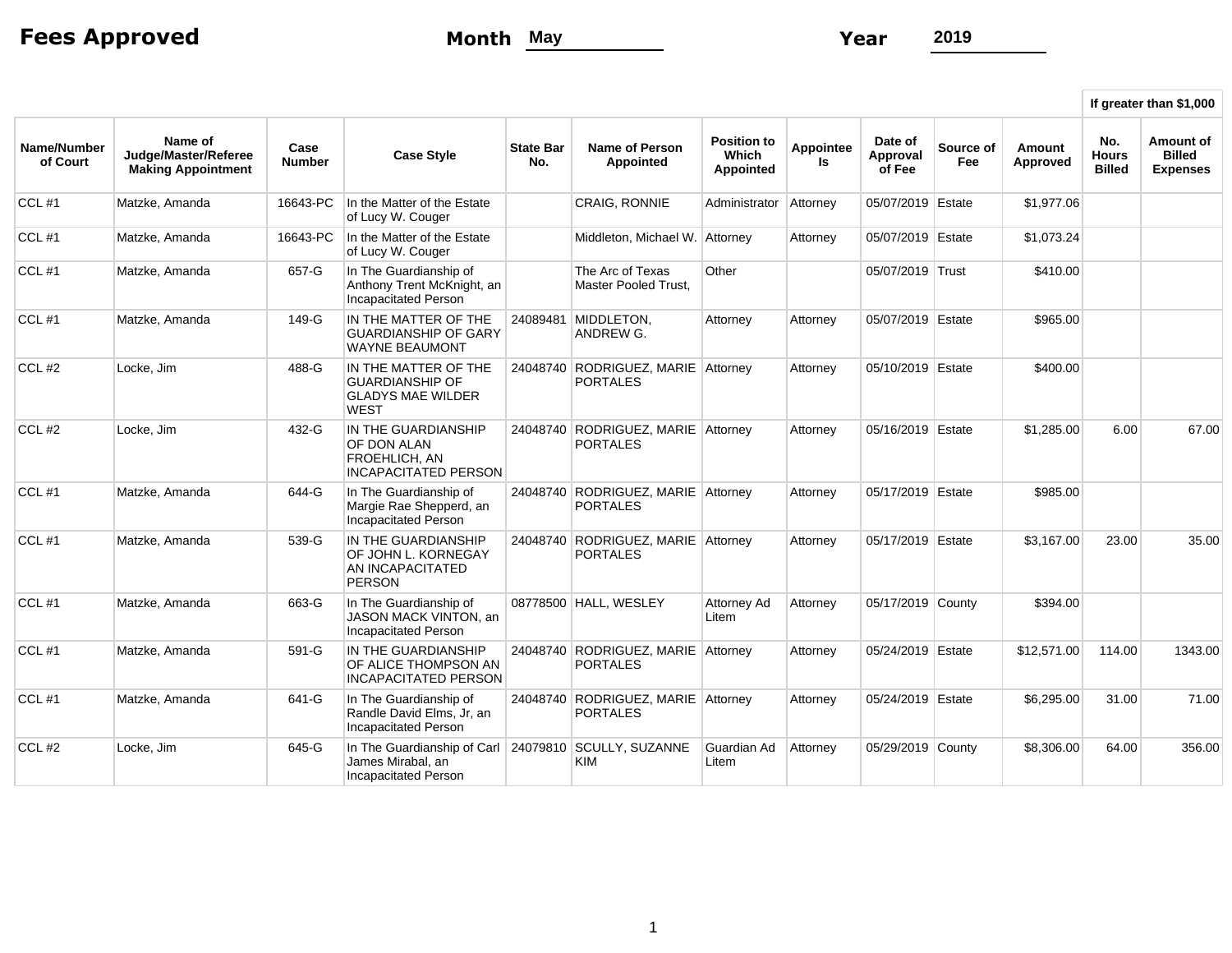**Fees Approved** **Month** May **Year** 2019

| Name/Number of Court | Name of Judge/Master/Referee Making Appointment | Case Number | Case Style | State Bar No. | Name of Person Appointed | Position to Which Appointed | Appointee Is | Date of Approval of Fee | Source of Fee | Amount Approved | If greater than $1,000 | |
|---|---|---|---|---|---|---|---|---|---|---|---|---|
| | | | | | | | | | | | No. Hours Billed | Amount of Billed Expenses |
| CCL #1 | Matzke, Amanda | 16643-PC | In the Matter of the Estate of Lucy W. Couger | | CRAIG, RONNIE | Administrator | Attorney | 05/07/2019 | Estate | $1,977.06 | | |
| CCL #1 | Matzke, Amanda | 16643-PC | In the Matter of the Estate of Lucy W. Couger | | Middleton, Michael W. | Attorney | Attorney | 05/07/2019 | Estate | $1,073.24 | | |
| CCL #1 | Matzke, Amanda | 657-G | In The Guardianship of Anthony Trent McKnight, an Incapacitated Person | | The Arc of Texas Master Pooled Trust, | Other | | 05/07/2019 | Trust | $410.00 | | |
| CCL #1 | Matzke, Amanda | 149-G | IN THE MATTER OF THE GUARDIANSHIP OF GARY WAYNE BEAUMONT | 24089481 | MIDDLETON, ANDREW G. | Attorney | Attorney | 05/07/2019 | Estate | $965.00 | | |
| CCL #2 | Locke, Jim | 488-G | IN THE MATTER OF THE GUARDIANSHIP OF GLADYS MAE WILDER WEST | 24048740 | RODRIGUEZ, MARIE PORTALES | Attorney | Attorney | 05/10/2019 | Estate | $400.00 | | |
| CCL #2 | Locke, Jim | 432-G | IN THE GUARDIANSHIP OF DON ALAN FROEHLICH, AN INCAPACITATED PERSON | 24048740 | RODRIGUEZ, MARIE PORTALES | Attorney | Attorney | 05/16/2019 | Estate | $1,285.00 | 6.00 | 67.00 |
| CCL #1 | Matzke, Amanda | 644-G | In The Guardianship of Margie Rae Shepperd, an Incapacitated Person | 24048740 | RODRIGUEZ, MARIE PORTALES | Attorney | Attorney | 05/17/2019 | Estate | $985.00 | | |
| CCL #1 | Matzke, Amanda | 539-G | IN THE GUARDIANSHIP OF JOHN L. KORNEGAY AN INCAPACITATED PERSON | 24048740 | RODRIGUEZ, MARIE PORTALES | Attorney | Attorney | 05/17/2019 | Estate | $3,167.00 | 23.00 | 35.00 |
| CCL #1 | Matzke, Amanda | 663-G | In The Guardianship of JASON MACK VINTON, an Incapacitated Person | 08778500 | HALL, WESLEY | Attorney Ad Litem | Attorney | 05/17/2019 | County | $394.00 | | |
| CCL #1 | Matzke, Amanda | 591-G | IN THE GUARDIANSHIP OF ALICE THOMPSON AN INCAPACITATED PERSON | 24048740 | RODRIGUEZ, MARIE PORTALES | Attorney | Attorney | 05/24/2019 | Estate | $12,571.00 | 114.00 | 1343.00 |
| CCL #1 | Matzke, Amanda | 641-G | In The Guardianship of Randle David Elms, Jr, an Incapacitated Person | 24048740 | RODRIGUEZ, MARIE PORTALES | Attorney | Attorney | 05/24/2019 | Estate | $6,295.00 | 31.00 | 71.00 |
| CCL #2 | Locke, Jim | 645-G | In The Guardianship of Carl James Mirabal, an Incapacitated Person | 24079810 | SCULLY, SUZANNE KIM | Guardian Ad Litem | Attorney | 05/29/2019 | County | $8,306.00 | 64.00 | 356.00 |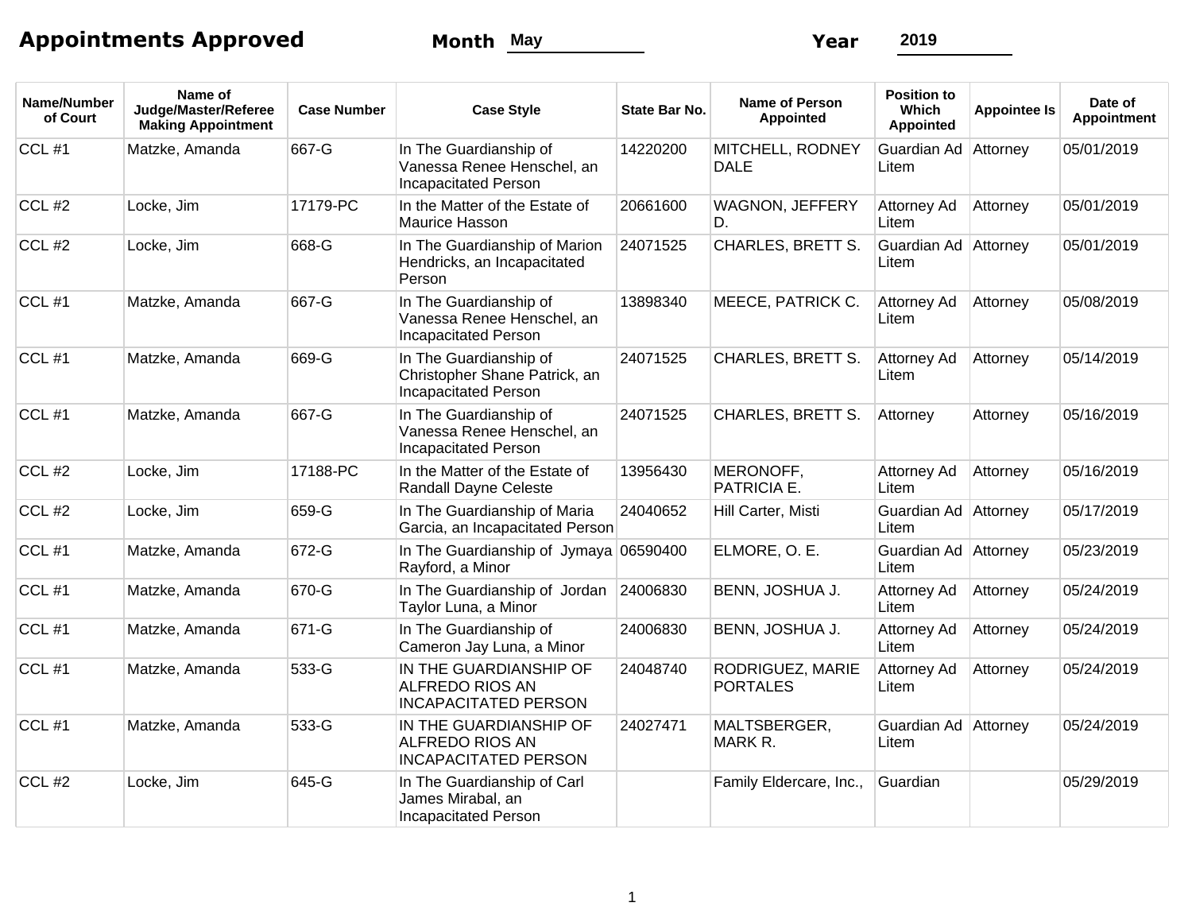# Appointments Approved

**Month** May **Year** 2019

| Name/Number of Court | Name of Judge/Master/Referee Making Appointment | Case Number | Case Style | State Bar No. | Name of Person Appointed | Position to Which Appointed | Appointee Is | Date of Appointment |
|---|---|---|---|---|---|---|---|---|
| CCL #1 | Matzke, Amanda | 667-G | In The Guardianship of Vanessa Renee Henschel, an Incapacitated Person | 14220200 | MITCHELL, RODNEY DALE | Guardian Ad Litem | Attorney | 05/01/2019 |
| CCL #2 | Locke, Jim | 17179-PC | In the Matter of the Estate of Maurice Hasson | 20661600 | WAGNON, JEFFERY D. | Attorney Ad Litem | Attorney | 05/01/2019 |
| CCL #2 | Locke, Jim | 668-G | In The Guardianship of Marion Hendricks, an Incapacitated Person | 24071525 | CHARLES, BRETT S. | Guardian Ad Litem | Attorney | 05/01/2019 |
| CCL #1 | Matzke, Amanda | 667-G | In The Guardianship of Vanessa Renee Henschel, an Incapacitated Person | 13898340 | MEECE, PATRICK C. | Attorney Ad Litem | Attorney | 05/08/2019 |
| CCL #1 | Matzke, Amanda | 669-G | In The Guardianship of Christopher Shane Patrick, an Incapacitated Person | 24071525 | CHARLES, BRETT S. | Attorney Ad Litem | Attorney | 05/14/2019 |
| CCL #1 | Matzke, Amanda | 667-G | In The Guardianship of Vanessa Renee Henschel, an Incapacitated Person | 24071525 | CHARLES, BRETT S. | Attorney | Attorney | 05/16/2019 |
| CCL #2 | Locke, Jim | 17188-PC | In the Matter of the Estate of Randall Dayne Celeste | 13956430 | MERONOFF, PATRICIA E. | Attorney Ad Litem | Attorney | 05/16/2019 |
| CCL #2 | Locke, Jim | 659-G | In The Guardianship of Maria Garcia, an Incapacitated Person | 24040652 | Hill Carter, Misti | Guardian Ad Litem | Attorney | 05/17/2019 |
| CCL #1 | Matzke, Amanda | 672-G | In The Guardianship of Jymaya Rayford, a Minor | 06590400 | ELMORE, O. E. | Guardian Ad Litem | Attorney | 05/23/2019 |
| CCL #1 | Matzke, Amanda | 670-G | In The Guardianship of Jordan Taylor Luna, a Minor | 24006830 | BENN, JOSHUA J. | Attorney Ad Litem | Attorney | 05/24/2019 |
| CCL #1 | Matzke, Amanda | 671-G | In The Guardianship of Cameron Jay Luna, a Minor | 24006830 | BENN, JOSHUA J. | Attorney Ad Litem | Attorney | 05/24/2019 |
| CCL #1 | Matzke, Amanda | 533-G | IN THE GUARDIANSHIP OF ALFREDO RIOS AN INCAPACITATED PERSON | 24048740 | RODRIGUEZ, MARIE PORTALES | Attorney Ad Litem | Attorney | 05/24/2019 |
| CCL #1 | Matzke, Amanda | 533-G | IN THE GUARDIANSHIP OF ALFREDO RIOS AN INCAPACITATED PERSON | 24027471 | MALTSBERGER, MARK R. | Guardian Ad Litem | Attorney | 05/24/2019 |
| CCL #2 | Locke, Jim | 645-G | In The Guardianship of Carl James Mirabal, an Incapacitated Person | | Family Eldercare, Inc., | Guardian | | 05/29/2019 |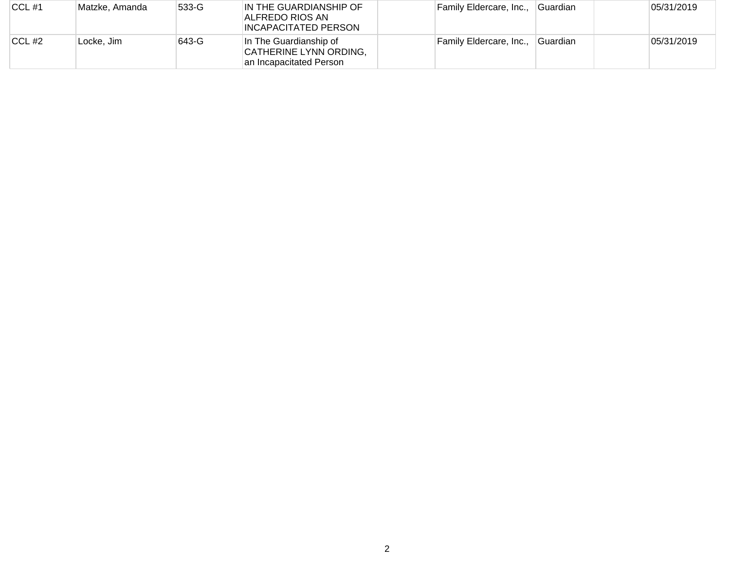| | | | | | | | | |
|---|---|---|---|---|---|---|---|---|
| CCL #1 | Matzke, Amanda | 533-G | IN THE GUARDIANSHIP OF ALFREDO RIOS AN INCAPACITATED PERSON | | Family Eldercare, Inc., | Guardian | | 05/31/2019 |
| CCL #2 | Locke, Jim | 643-G | In The Guardianship of CATHERINE LYNN ORDING, an Incapacitated Person | | Family Eldercare, Inc., | Guardian | | 05/31/2019 |